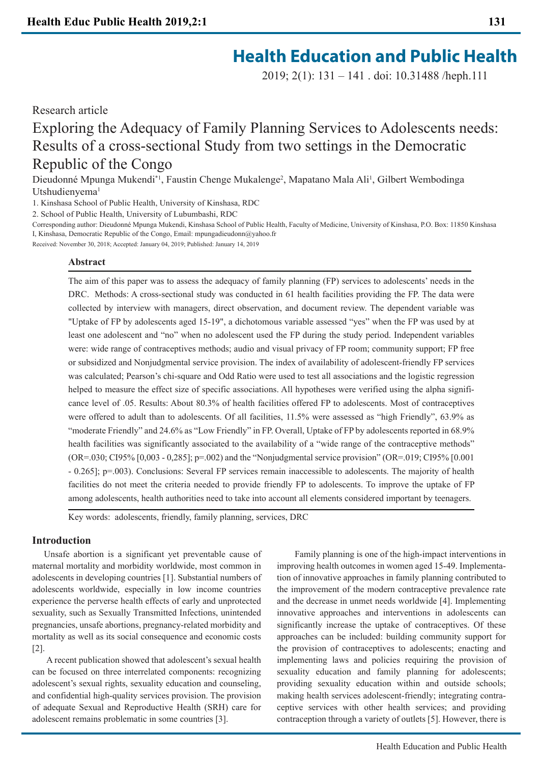# Health Education and Public Health

2019; 2(1): 131 – 141 . doi: 10.31488 /heph.111

Research article

## Exploring the Adequacy of Family Planning Services to Adolescents needs: Results of a cross-sectional Study from two settings in the Democratic Republic of the Congo

Dieudonné Mpunga Mukendi*[1], Faustin Chenge Mukalenge[2], Mapatano Mala Ali[1], Gilbert Wembodinga Utshudienyema[1]

1. Kinshasa School of Public Health, University of Kinshasa, RDC
2. School of Public Health, University of Lubumbashi, RDC

Corresponding author: Dieudonné Mpunga Mukendi, Kinshasa School of Public Health, Faculty of Medicine, University of Kinshasa, P.O. Box: 11850 Kinshasa I, Kinshasa, Democratic Republic of the Congo, Email: mpungadieudonn@yahoo.fr

Received: November 30, 2018; Accepted: January 04, 2019; Published: January 14, 2019

### Abstract

The aim of this paper was to assess the adequacy of family planning (FP) services to adolescents' needs in the DRC. Methods: A cross-sectional study was conducted in 61 health facilities providing the FP. The data were collected by interview with managers, direct observation, and document review. The dependent variable was "Uptake of FP by adolescents aged 15-19", a dichotomous variable assessed "yes" when the FP was used by at least one adolescent and "no" when no adolescent used the FP during the study period. Independent variables were: wide range of contraceptives methods; audio and visual privacy of FP room; community support; FP free or subsidized and Nonjudgmental service provision. The index of availability of adolescent-friendly FP services was calculated; Pearson's chi-square and Odd Ratio were used to test all associations and the logistic regression helped to measure the effect size of specific associations. All hypotheses were verified using the alpha significance level of .05. Results: About 80.3% of health facilities offered FP to adolescents. Most of contraceptives were offered to adult than to adolescents. Of all facilities, 11.5% were assessed as "high Friendly", 63.9% as "moderate Friendly" and 24.6% as "Low Friendly" in FP. Overall, Uptake of FP by adolescents reported in 68.9% health facilities was significantly associated to the availability of a "wide range of the contraceptive methods" (OR=.030; CI95% [0,003 - 0,285]; p=.002) and the "Nonjudgmental service provision" (OR=.019; CI95% [0.001 - 0.265]; p=.003). Conclusions: Several FP services remain inaccessible to adolescents. The majority of health facilities do not meet the criteria needed to provide friendly FP to adolescents. To improve the uptake of FP among adolescents, health authorities need to take into account all elements considered important by teenagers.

Key words: adolescents, friendly, family planning, services, DRC

## Introduction

Unsafe abortion is a significant yet preventable cause of maternal mortality and morbidity worldwide, most common in adolescents in developing countries [1]. Substantial numbers of adolescents worldwide, especially in low income countries experience the perverse health effects of early and unprotected sexuality, such as Sexually Transmitted Infections, unintended pregnancies, unsafe abortions, pregnancy-related morbidity and mortality as well as its social consequence and economic costs [2].

A recent publication showed that adolescent's sexual health can be focused on three interrelated components: recognizing adolescent's sexual rights, sexuality education and counseling, and confidential high-quality services provision. The provision of adequate Sexual and Reproductive Health (SRH) care for adolescent remains problematic in some countries [3].

Family planning is one of the high-impact interventions in improving health outcomes in women aged 15-49. Implementation of innovative approaches in family planning contributed to the improvement of the modern contraceptive prevalence rate and the decrease in unmet needs worldwide [4]. Implementing innovative approaches and interventions in adolescents can significantly increase the uptake of contraceptives. Of these approaches can be included: building community support for the provision of contraceptives to adolescents; enacting and implementing laws and policies requiring the provision of sexuality education and family planning for adolescents; providing sexuality education within and outside schools; making health services adolescent-friendly; integrating contraceptive services with other health services; and providing contraception through a variety of outlets [5]. However, there is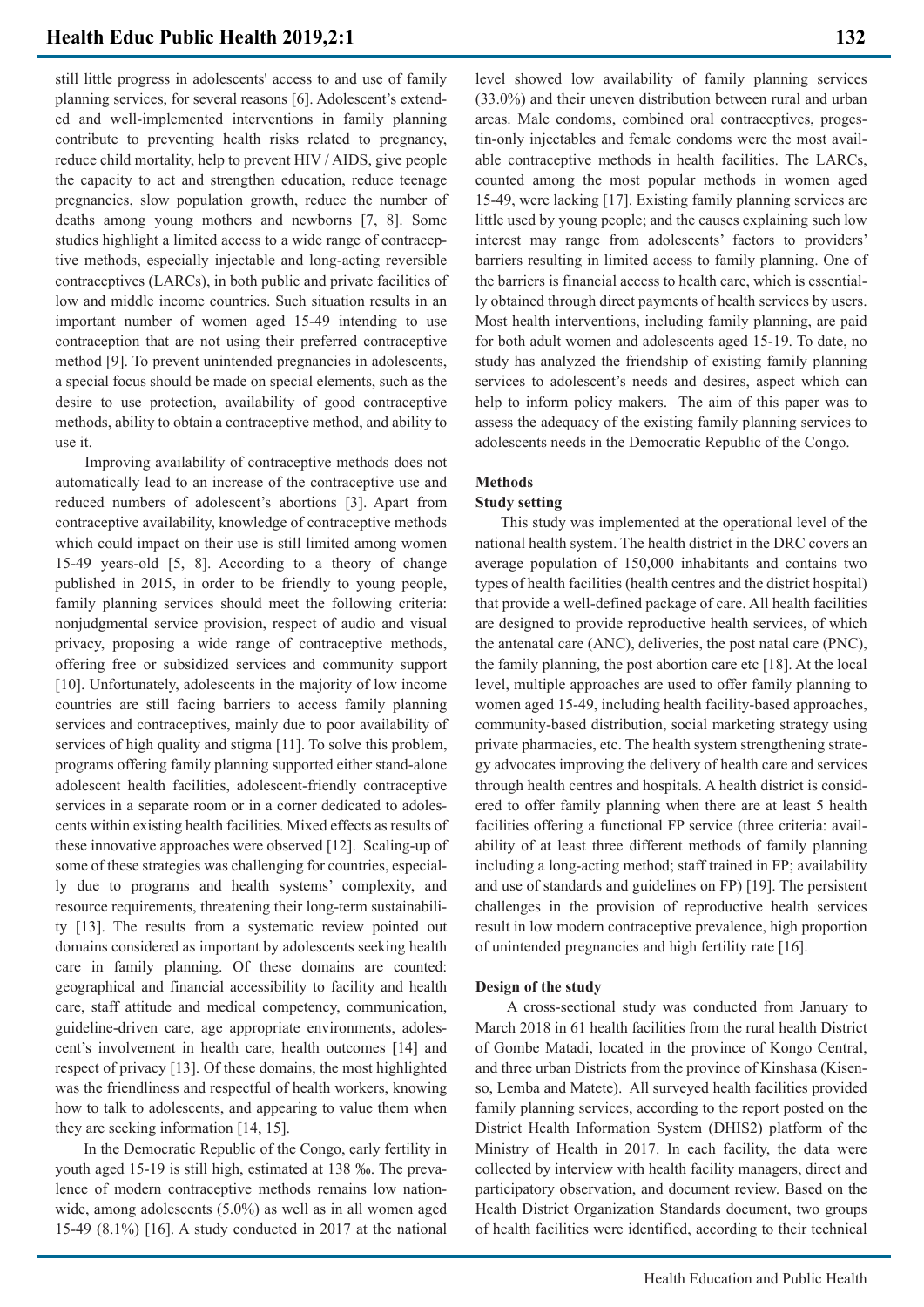still little progress in adolescents' access to and use of family planning services, for several reasons [6]. Adolescent's extended and well-implemented interventions in family planning contribute to preventing health risks related to pregnancy, reduce child mortality, help to prevent HIV / AIDS, give people the capacity to act and strengthen education, reduce teenage pregnancies, slow population growth, reduce the number of deaths among young mothers and newborns [7, 8]. Some studies highlight a limited access to a wide range of contraceptive methods, especially injectable and long-acting reversible contraceptives (LARCs), in both public and private facilities of low and middle income countries. Such situation results in an important number of women aged 15-49 intending to use contraception that are not using their preferred contraceptive method [9]. To prevent unintended pregnancies in adolescents, a special focus should be made on special elements, such as the desire to use protection, availability of good contraceptive methods, ability to obtain a contraceptive method, and ability to use it.

Improving availability of contraceptive methods does not automatically lead to an increase of the contraceptive use and reduced numbers of adolescent's abortions [3]. Apart from contraceptive availability, knowledge of contraceptive methods which could impact on their use is still limited among women 15-49 years-old [5, 8]. According to a theory of change published in 2015, in order to be friendly to young people, family planning services should meet the following criteria: nonjudgmental service provision, respect of audio and visual privacy, proposing a wide range of contraceptive methods, offering free or subsidized services and community support [10]. Unfortunately, adolescents in the majority of low income countries are still facing barriers to access family planning services and contraceptives, mainly due to poor availability of services of high quality and stigma [11]. To solve this problem, programs offering family planning supported either stand-alone adolescent health facilities, adolescent-friendly contraceptive services in a separate room or in a corner dedicated to adolescents within existing health facilities. Mixed effects as results of these innovative approaches were observed [12]. Scaling-up of some of these strategies was challenging for countries, especially due to programs and health systems' complexity, and resource requirements, threatening their long-term sustainability [13]. The results from a systematic review pointed out domains considered as important by adolescents seeking health care in family planning. Of these domains are counted: geographical and financial accessibility to facility and health care, staff attitude and medical competency, communication, guideline-driven care, age appropriate environments, adolescent's involvement in health care, health outcomes [14] and respect of privacy [13]. Of these domains, the most highlighted was the friendliness and respectful of health workers, knowing how to talk to adolescents, and appearing to value them when they are seeking information [14, 15].

In the Democratic Republic of the Congo, early fertility in youth aged 15-19 is still high, estimated at 138 ‰. The prevalence of modern contraceptive methods remains low nationwide, among adolescents (5.0%) as well as in all women aged 15-49 (8.1%) [16]. A study conducted in 2017 at the national level showed low availability of family planning services (33.0%) and their uneven distribution between rural and urban areas. Male condoms, combined oral contraceptives, progestin-only injectables and female condoms were the most available contraceptive methods in health facilities. The LARCs, counted among the most popular methods in women aged 15-49, were lacking [17]. Existing family planning services are little used by young people; and the causes explaining such low interest may range from adolescents' factors to providers' barriers resulting in limited access to family planning. One of the barriers is financial access to health care, which is essentially obtained through direct payments of health services by users. Most health interventions, including family planning, are paid for both adult women and adolescents aged 15-19. To date, no study has analyzed the friendship of existing family planning services to adolescent's needs and desires, aspect which can help to inform policy makers. The aim of this paper was to assess the adequacy of the existing family planning services to adolescents needs in the Democratic Republic of the Congo.

## Methods

### Study setting

This study was implemented at the operational level of the national health system. The health district in the DRC covers an average population of 150,000 inhabitants and contains two types of health facilities (health centres and the district hospital) that provide a well-defined package of care. All health facilities are designed to provide reproductive health services, of which the antenatal care (ANC), deliveries, the post natal care (PNC), the family planning, the post abortion care etc [18]. At the local level, multiple approaches are used to offer family planning to women aged 15-49, including health facility-based approaches, community-based distribution, social marketing strategy using private pharmacies, etc. The health system strengthening strategy advocates improving the delivery of health care and services through health centres and hospitals. A health district is considered to offer family planning when there are at least 5 health facilities offering a functional FP service (three criteria: availability of at least three different methods of family planning including a long-acting method; staff trained in FP; availability and use of standards and guidelines on FP) [19]. The persistent challenges in the provision of reproductive health services result in low modern contraceptive prevalence, high proportion of unintended pregnancies and high fertility rate [16].

### Design of the study

A cross-sectional study was conducted from January to March 2018 in 61 health facilities from the rural health District of Gombe Matadi, located in the province of Kongo Central, and three urban Districts from the province of Kinshasa (Kisenso, Lemba and Matete). All surveyed health facilities provided family planning services, according to the report posted on the District Health Information System (DHIS2) platform of the Ministry of Health in 2017. In each facility, the data were collected by interview with health facility managers, direct and participatory observation, and document review. Based on the Health District Organization Standards document, two groups of health facilities were identified, according to their technical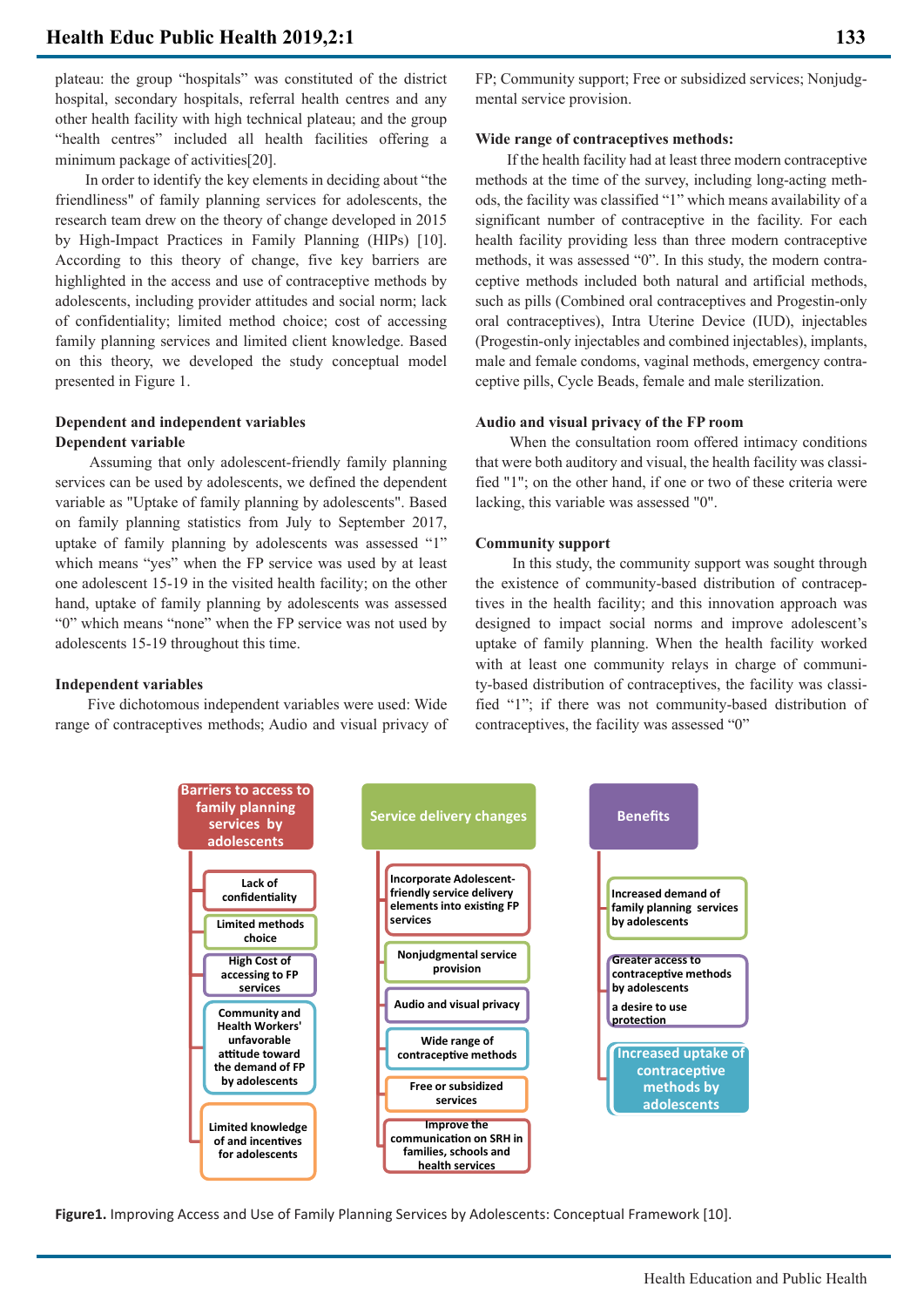plateau: the group "hospitals" was constituted of the district hospital, secondary hospitals, referral health centres and any other health facility with high technical plateau; and the group "health centres" included all health facilities offering a minimum package of activities[20].

In order to identify the key elements in deciding about "the friendliness" of family planning services for adolescents, the research team drew on the theory of change developed in 2015 by High-Impact Practices in Family Planning (HIPs) [10]. According to this theory of change, five key barriers are highlighted in the access and use of contraceptive methods by adolescents, including provider attitudes and social norm; lack of confidentiality; limited method choice; cost of accessing family planning services and limited client knowledge. Based on this theory, we developed the study conceptual model presented in Figure 1.

### Dependent and independent variables

#### Dependent variable

Assuming that only adolescent-friendly family planning services can be used by adolescents, we defined the dependent variable as "Uptake of family planning by adolescents". Based on family planning statistics from July to September 2017, uptake of family planning by adolescents was assessed "1" which means "yes" when the FP service was used by at least one adolescent 15-19 in the visited health facility; on the other hand, uptake of family planning by adolescents was assessed "0" which means "none" when the FP service was not used by adolescents 15-19 throughout this time.

#### Independent variables

Five dichotomous independent variables were used: Wide range of contraceptives methods; Audio and visual privacy of FP; Community support; Free or subsidized services; Nonjudgmental service provision.

#### Wide range of contraceptives methods:

If the health facility had at least three modern contraceptive methods at the time of the survey, including long-acting methods, the facility was classified "1" which means availability of a significant number of contraceptive in the facility. For each health facility providing less than three modern contraceptive methods, it was assessed "0". In this study, the modern contraceptive methods included both natural and artificial methods, such as pills (Combined oral contraceptives and Progestin-only oral contraceptives), Intra Uterine Device (IUD), injectables (Progestin-only injectables and combined injectables), implants, male and female condoms, vaginal methods, emergency contraceptive pills, Cycle Beads, female and male sterilization.

#### Audio and visual privacy of the FP room

When the consultation room offered intimacy conditions that were both auditory and visual, the health facility was classified "1"; on the other hand, if one or two of these criteria were lacking, this variable was assessed "0".

#### Community support

In this study, the community support was sought through the existence of community-based distribution of contraceptives in the health facility; and this innovation approach was designed to impact social norms and improve adolescent's uptake of family planning. When the health facility worked with at least one community relays in charge of community-based distribution of contraceptives, the facility was classified "1"; if there was not community-based distribution of contraceptives, the facility was assessed "0"

**Figure1.** Improving Access and Use of Family Planning Services by Adolescents: Conceptual Framework [10].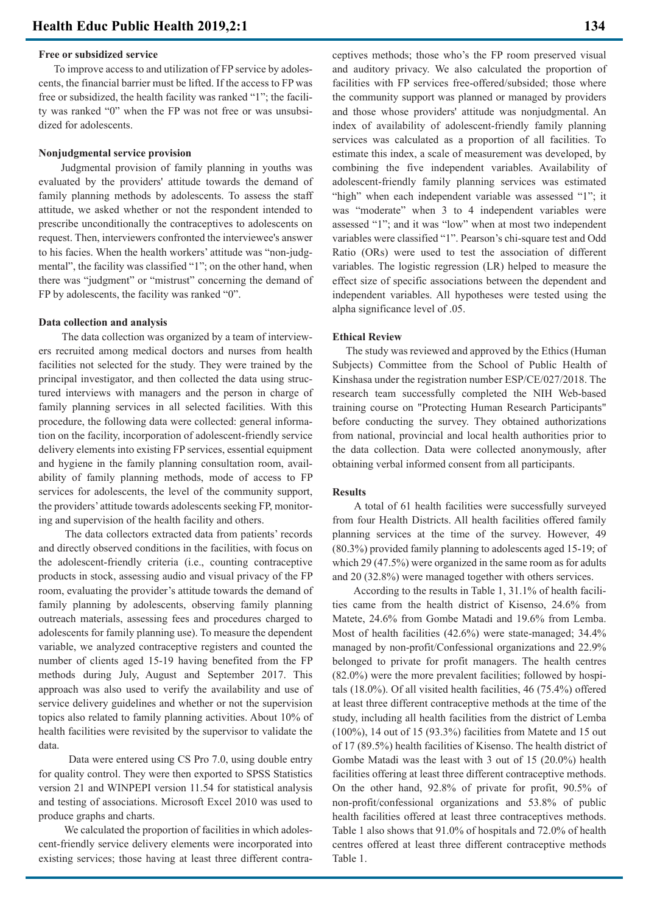#### Free or subsidized service

To improve access to and utilization of FP service by adolescents, the financial barrier must be lifted. If the access to FP was free or subsidized, the health facility was ranked "1"; the facility was ranked "0" when the FP was not free or was unsubsidized for adolescents.

#### Nonjudgmental service provision

Judgmental provision of family planning in youths was evaluated by the providers' attitude towards the demand of family planning methods by adolescents. To assess the staff attitude, we asked whether or not the respondent intended to prescribe unconditionally the contraceptives to adolescents on request. Then, interviewers confronted the interviewee's answer to his facies. When the health workers' attitude was "non-judgmental", the facility was classified "1"; on the other hand, when there was "judgment" or "mistrust" concerning the demand of FP by adolescents, the facility was ranked "0".

#### Data collection and analysis

The data collection was organized by a team of interviewers recruited among medical doctors and nurses from health facilities not selected for the study. They were trained by the principal investigator, and then collected the data using structured interviews with managers and the person in charge of family planning services in all selected facilities. With this procedure, the following data were collected: general information on the facility, incorporation of adolescent-friendly service delivery elements into existing FP services, essential equipment and hygiene in the family planning consultation room, availability of family planning methods, mode of access to FP services for adolescents, the level of the community support, the providers' attitude towards adolescents seeking FP, monitoring and supervision of the health facility and others.

The data collectors extracted data from patients' records and directly observed conditions in the facilities, with focus on the adolescent-friendly criteria (i.e., counting contraceptive products in stock, assessing audio and visual privacy of the FP room, evaluating the provider's attitude towards the demand of family planning by adolescents, observing family planning outreach materials, assessing fees and procedures charged to adolescents for family planning use). To measure the dependent variable, we analyzed contraceptive registers and counted the number of clients aged 15-19 having benefited from the FP methods during July, August and September 2017. This approach was also used to verify the availability and use of service delivery guidelines and whether or not the supervision topics also related to family planning activities. About 10% of health facilities were revisited by the supervisor to validate the data.

Data were entered using CS Pro 7.0, using double entry for quality control. They were then exported to SPSS Statistics version 21 and WINPEPI version 11.54 for statistical analysis and testing of associations. Microsoft Excel 2010 was used to produce graphs and charts.

We calculated the proportion of facilities in which adolescent-friendly service delivery elements were incorporated into existing services; those having at least three different contraceptives methods; those who's the FP room preserved visual and auditory privacy. We also calculated the proportion of facilities with FP services free-offered/subsided; those where the community support was planned or managed by providers and those whose providers' attitude was nonjudgmental. An index of availability of adolescent-friendly family planning services was calculated as a proportion of all facilities. To estimate this index, a scale of measurement was developed, by combining the five independent variables. Availability of adolescent-friendly family planning services was estimated "high" when each independent variable was assessed "1"; it was "moderate" when 3 to 4 independent variables were assessed "1"; and it was "low" when at most two independent variables were classified "1". Pearson's chi-square test and Odd Ratio (ORs) were used to test the association of different variables. The logistic regression (LR) helped to measure the effect size of specific associations between the dependent and independent variables. All hypotheses were tested using the alpha significance level of .05.

#### Ethical Review

The study was reviewed and approved by the Ethics (Human Subjects) Committee from the School of Public Health of Kinshasa under the registration number ESP/CE/027/2018. The research team successfully completed the NIH Web-based training course on "Protecting Human Research Participants" before conducting the survey. They obtained authorizations from national, provincial and local health authorities prior to the data collection. Data were collected anonymously, after obtaining verbal informed consent from all participants.

#### Results

A total of 61 health facilities were successfully surveyed from four Health Districts. All health facilities offered family planning services at the time of the survey. However, 49 (80.3%) provided family planning to adolescents aged 15-19; of which 29 (47.5%) were organized in the same room as for adults and 20 (32.8%) were managed together with others services.

According to the results in Table 1, 31.1% of health facilities came from the health district of Kisenso, 24.6% from Matete, 24.6% from Gombe Matadi and 19.6% from Lemba. Most of health facilities (42.6%) were state-managed; 34.4% managed by non-profit/Confessional organizations and 22.9% belonged to private for profit managers. The health centres (82.0%) were the more prevalent facilities; followed by hospitals (18.0%). Of all visited health facilities, 46 (75.4%) offered at least three different contraceptive methods at the time of the study, including all health facilities from the district of Lemba (100%), 14 out of 15 (93.3%) facilities from Matete and 15 out of 17 (89.5%) health facilities of Kisenso. The health district of Gombe Matadi was the least with 3 out of 15 (20.0%) health facilities offering at least three different contraceptive methods. On the other hand, 92.8% of private for profit, 90.5% of non-profit/confessional organizations and 53.8% of public health facilities offered at least three contraceptives methods. Table 1 also shows that 91.0% of hospitals and 72.0% of health centres offered at least three different contraceptive methods Table 1.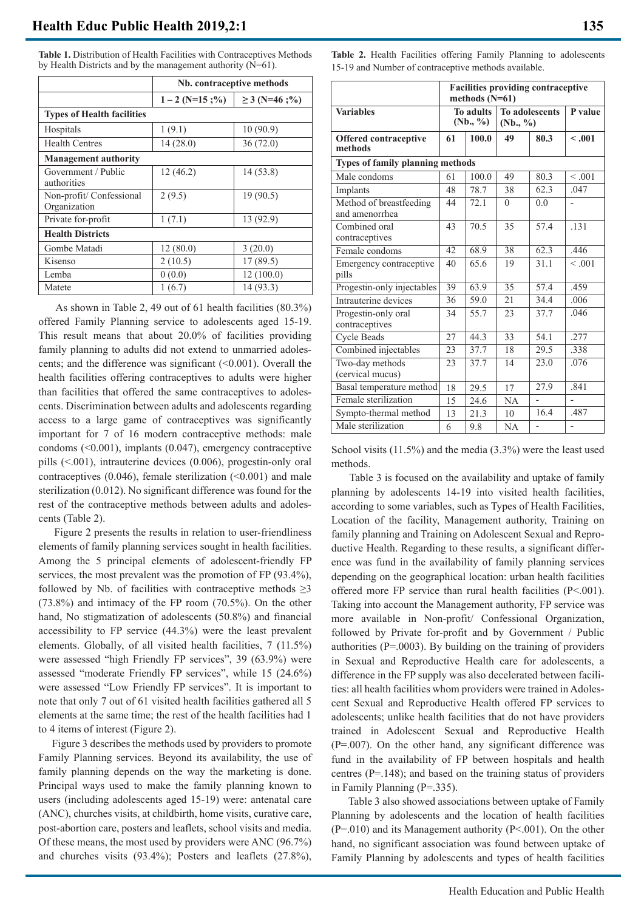**Table 1.** Distribution of Health Facilities with Contraceptives Methods by Health Districts and by the management authority (N=61).

| | Nb. contraceptive methods | |
|---|---|---|
| | 1 – 2 (N=15 ;%) | ≥ 3 (N=46 ;%) |
| **Types of Health facilities** | | |
| Hospitals | 1 (9.1) | 10 (90.9) |
| Health Centres | 14 (28.0) | 36 (72.0) |
| **Management authority** | | |
| Government / Public authorities | 12 (46.2) | 14 (53.8) |
| Non-profit/ Confessional Organization | 2 (9.5) | 19 (90.5) |
| Private for-profit | 1 (7.1) | 13 (92.9) |
| **Health Districts** | | |
| Gombe Matadi | 12 (80.0) | 3 (20.0) |
| Kisenso | 2 (10.5) | 17 (89.5) |
| Lemba | 0 (0.0) | 12 (100.0) |
| Matete | 1 (6.7) | 14 (93.3) |

As shown in Table 2, 49 out of 61 health facilities (80.3%) offered Family Planning service to adolescents aged 15-19. This result means that about 20.0% of facilities providing family planning to adults did not extend to unmarried adolescents; and the difference was significant (<0.001). Overall the health facilities offering contraceptives to adults were higher than facilities that offered the same contraceptives to adolescents. Discrimination between adults and adolescents regarding access to a large game of contraceptives was significantly important for 7 of 16 modern contraceptive methods: male condoms (<0.001), implants (0.047), emergency contraceptive pills (<.001), intrauterine devices (0.006), progestin-only oral contraceptives (0.046), female sterilization (<0.001) and male sterilization (0.012). No significant difference was found for the rest of the contraceptive methods between adults and adolescents (Table 2).

Figure 2 presents the results in relation to user-friendliness elements of family planning services sought in health facilities. Among the 5 principal elements of adolescent-friendly FP services, the most prevalent was the promotion of FP (93.4%), followed by Nb. of facilities with contraceptive methods ≥3 (73.8%) and intimacy of the FP room (70.5%). On the other hand, No stigmatization of adolescents (50.8%) and financial accessibility to FP service (44.3%) were the least prevalent elements. Globally, of all visited health facilities, 7 (11.5%) were assessed "high Friendly FP services", 39 (63.9%) were assessed "moderate Friendly FP services", while 15 (24.6%) were assessed "Low Friendly FP services". It is important to note that only 7 out of 61 visited health facilities gathered all 5 elements at the same time; the rest of the health facilities had 1 to 4 items of interest (Figure 2).

Figure 3 describes the methods used by providers to promote Family Planning services. Beyond its availability, the use of family planning depends on the way the marketing is done. Principal ways used to make the family planning known to users (including adolescents aged 15-19) were: antenatal care (ANC), churches visits, at childbirth, home visits, curative care, post-abortion care, posters and leaflets, school visits and media. Of these means, the most used by providers were ANC (96.7%) and churches visits (93.4%); Posters and leaflets (27.8%), School visits (11.5%) and the media (3.3%) were the least used methods.

**Table 2.** Health Facilities offering Family Planning to adolescents 15-19 and Number of contraceptive methods available.

| | Facilities providing contraceptive methods (N=61) | | | | |
|---|---|---|---|---|---|
| **Variables** | **To adults (Nb., %)** | | **To adolescents (Nb., %)** | | **P value** |
| **Offered contraceptive methods** | **61** | **100.0** | **49** | **80.3** | **< .001** |
| **Types of family planning methods** | | | | | |
| Male condoms | 61 | 100.0 | 49 | 80.3 | < .001 |
| Implants | 48 | 78.7 | 38 | 62.3 | .047 |
| Method of breastfeeding and amenorrhea | 44 | 72.1 | 0 | 0.0 | - |
| Combined oral contraceptives | 43 | 70.5 | 35 | 57.4 | .131 |
| Female condoms | 42 | 68.9 | 38 | 62.3 | .446 |
| Emergency contraceptive pills | 40 | 65.6 | 19 | 31.1 | < .001 |
| Progestin-only injectables | 39 | 63.9 | 35 | 57.4 | .459 |
| Intrauterine devices | 36 | 59.0 | 21 | 34.4 | .006 |
| Progestin-only oral contraceptives | 34 | 55.7 | 23 | 37.7 | .046 |
| Cycle Beads | 27 | 44.3 | 33 | 54.1 | .277 |
| Combined injectables | 23 | 37.7 | 18 | 29.5 | .338 |
| Two-day methods (cervical mucus) | 23 | 37.7 | 14 | 23.0 | .076 |
| Basal temperature method | 18 | 29.5 | 17 | 27.9 | .841 |
| Female sterilization | 15 | 24.6 | NA | - | - |
| Sympto-thermal method | 13 | 21.3 | 10 | 16.4 | .487 |
| Male sterilization | 6 | 9.8 | NA | - | - |

Table 3 is focused on the availability and uptake of family planning by adolescents 14-19 into visited health facilities, according to some variables, such as Types of Health Facilities, Location of the facility, Management authority, Training on family planning and Training on Adolescent Sexual and Reproductive Health. Regarding to these results, a significant difference was fund in the availability of family planning services depending on the geographical location: urban health facilities offered more FP service than rural health facilities (P<.001). Taking into account the Management authority, FP service was more available in Non-profit/ Confessional Organization, followed by Private for-profit and by Government / Public authorities (P=.0003). By building on the training of providers in Sexual and Reproductive Health care for adolescents, a difference in the FP supply was also decelerated between facilities: all health facilities whom providers were trained in Adolescent Sexual and Reproductive Health offered FP services to adolescents; unlike health facilities that do not have providers trained in Adolescent Sexual and Reproductive Health (P=.007). On the other hand, any significant difference was fund in the availability of FP between hospitals and health centres (P=.148); and based on the training status of providers in Family Planning (P=.335).

Table 3 also showed associations between uptake of Family Planning by adolescents and the location of health facilities (P=.010) and its Management authority (P<.001). On the other hand, no significant association was found between uptake of Family Planning by adolescents and types of health facilities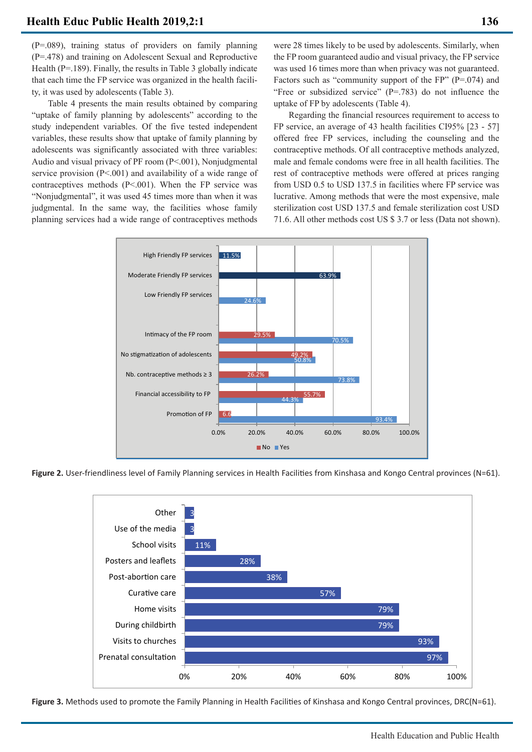(P=.089), training status of providers on family planning (P=.478) and training on Adolescent Sexual and Reproductive Health (P=.189). Finally, the results in Table 3 globally indicate that each time the FP service was organized in the health facility, it was used by adolescents (Table 3).

Table 4 presents the main results obtained by comparing "uptake of family planning by adolescents" according to the study independent variables. Of the five tested independent variables, these results show that uptake of family planning by adolescents was significantly associated with three variables: Audio and visual privacy of PF room (P<.001), Nonjudgmental service provision (P<.001) and availability of a wide range of contraceptives methods (P<.001). When the FP service was "Nonjudgmental", it was used 45 times more than when it was judgmental. In the same way, the facilities whose family planning services had a wide range of contraceptives methods were 28 times likely to be used by adolescents. Similarly, when the FP room guaranteed audio and visual privacy, the FP service was used 16 times more than when privacy was not guaranteed. Factors such as "community support of the FP" (P=.074) and "Free or subsidized service" (P=.783) do not influence the uptake of FP by adolescents (Table 4).

Regarding the financial resources requirement to access to FP service, an average of 43 health facilities CI95% [23 - 57] offered free FP services, including the counseling and the contraceptive methods. Of all contraceptive methods analyzed, male and female condoms were free in all health facilities. The rest of contraceptive methods were offered at prices ranging from USD 0.5 to USD 137.5 in facilities where FP service was lucrative. Among methods that were the most expensive, male sterilization cost USD 137.5 and female sterilization cost USD 71.6. All other methods cost US $ 3.7 or less (Data not shown).

**Figure 2.** User-friendliness level of Family Planning services in Health Facilities from Kinshasa and Kongo Central provinces (N=61).

**Figure 3.** Methods used to promote the Family Planning in Health Facilities of Kinshasa and Kongo Central provinces, DRC(N=61).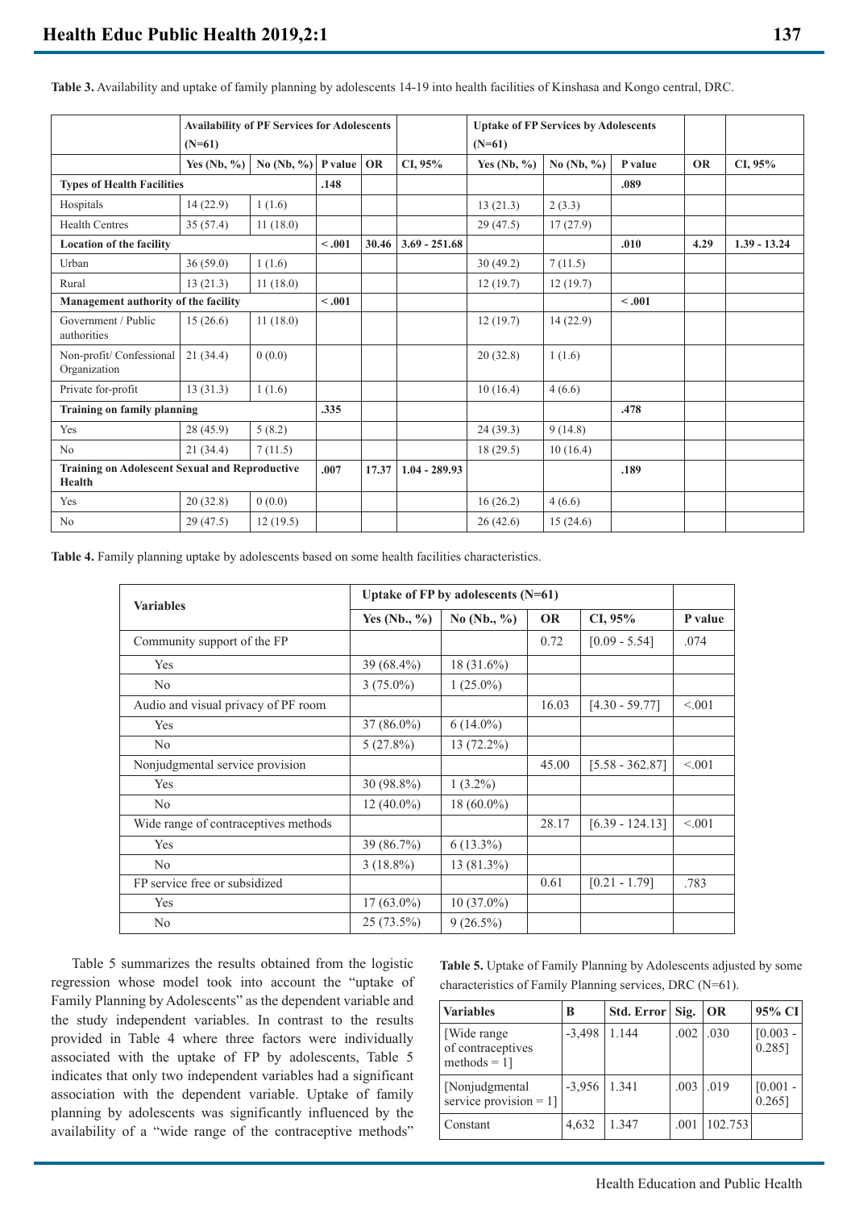**Table 3.** Availability and uptake of family planning by adolescents 14-19 into health facilities of Kinshasa and Kongo central, DRC.

| | Availability of PF Services for Adolescents (N=61) | | | | | Uptake of FP Services by Adolescents (N=61) | | | | |
|---|---|---|---|---|---|---|---|---|---|---|
| | Yes (Nb, %) | No (Nb, %) | P value | OR | CI, 95% | Yes (Nb, %) | No (Nb, %) | P value | OR | CI, 95% |
| **Types of Health Facilities** | | | **.148** | | | | | **.089** | | |
| Hospitals | 14 (22.9) | 1 (1.6) | | | | 13 (21.3) | 2 (3.3) | | | |
| Health Centres | 35 (57.4) | 11 (18.0) | | | | 29 (47.5) | 17 (27.9) | | | |
| **Location of the facility** | | | **< .001** | **30.46** | **3.69 - 251.68** | | | **.010** | **4.29** | **1.39 - 13.24** |
| Urban | 36 (59.0) | 1 (1.6) | | | | 30 (49.2) | 7 (11.5) | | | |
| Rural | 13 (21.3) | 11 (18.0) | | | | 12 (19.7) | 12 (19.7) | | | |
| **Management authority of the facility** | | | **< .001** | | | | | **< .001** | | |
| Government / Public authorities | 15 (26.6) | 11 (18.0) | | | | 12 (19.7) | 14 (22.9) | | | |
| Non-profit/ Confessional Organization | 21 (34.4) | 0 (0.0) | | | | 20 (32.8) | 1 (1.6) | | | |
| Private for-profit | 13 (31.3) | 1 (1.6) | | | | 10 (16.4) | 4 (6.6) | | | |
| **Training on family planning** | | | **.335** | | | | | **.478** | | |
| Yes | 28 (45.9) | 5 (8.2) | | | | 24 (39.3) | 9 (14.8) | | | |
| No | 21 (34.4) | 7 (11.5) | | | | 18 (29.5) | 10 (16.4) | | | |
| **Training on Adolescent Sexual and Reproductive Health** | | | **.007** | **17.37** | **1.04 - 289.93** | | | **.189** | | |
| Yes | 20 (32.8) | 0 (0.0) | | | | 16 (26.2) | 4 (6.6) | | | |
| No | 29 (47.5) | 12 (19.5) | | | | 26 (42.6) | 15 (24.6) | | | |

**Table 4.** Family planning uptake by adolescents based on some health facilities characteristics.

| Variables | Uptake of FP by adolescents (N=61) | | | | |
|---|---|---|---|---|---|
| | Yes (Nb., %) | No (Nb., %) | OR | CI, 95% | P value |
| Community support of the FP | | | 0.72 | [0.09 - 5.54] | .074 |
| Yes | 39 (68.4%) | 18 (31.6%) | | | |
| No | 3 (75.0%) | 1 (25.0%) | | | |
| Audio and visual privacy of PF room | | | 16.03 | [4.30 - 59.77] | <.001 |
| Yes | 37 (86.0%) | 6 (14.0%) | | | |
| No | 5 (27.8%) | 13 (72.2%) | | | |
| Nonjudgmental service provision | | | 45.00 | [5.58 - 362.87] | <.001 |
| Yes | 30 (98.8%) | 1 (3.2%) | | | |
| No | 12 (40.0%) | 18 (60.0%) | | | |
| Wide range of contraceptives methods | | | 28.17 | [6.39 - 124.13] | <.001 |
| Yes | 39 (86.7%) | 6 (13.3%) | | | |
| No | 3 (18.8%) | 13 (81.3%) | | | |
| FP service free or subsidized | | | 0.61 | [0.21 - 1.79] | .783 |
| Yes | 17 (63.0%) | 10 (37.0%) | | | |
| No | 25 (73.5%) | 9 (26.5%) | | | |

Table 5 summarizes the results obtained from the logistic regression whose model took into account the "uptake of Family Planning by Adolescents" as the dependent variable and the study independent variables. In contrast to the results provided in Table 4 where three factors were individually associated with the uptake of FP by adolescents, Table 5 indicates that only two independent variables had a significant association with the dependent variable. Uptake of family planning by adolescents was significantly influenced by the availability of a "wide range of the contraceptive methods"

**Table 5.** Uptake of Family Planning by Adolescents adjusted by some characteristics of Family Planning services, DRC (N=61).

| Variables | B | Std. Error | Sig. | OR | 95% CI |
|---|---|---|---|---|---|
| [Wide range of contraceptives methods = 1] | -3,498 | 1.144 | .002 | .030 | [0.003 - 0.285] |
| [Nonjudgmental service provision = 1] | -3,956 | 1.341 | .003 | .019 | [0.001 - 0.265] |
| Constant | 4,632 | 1.347 | .001 | 102.753 | |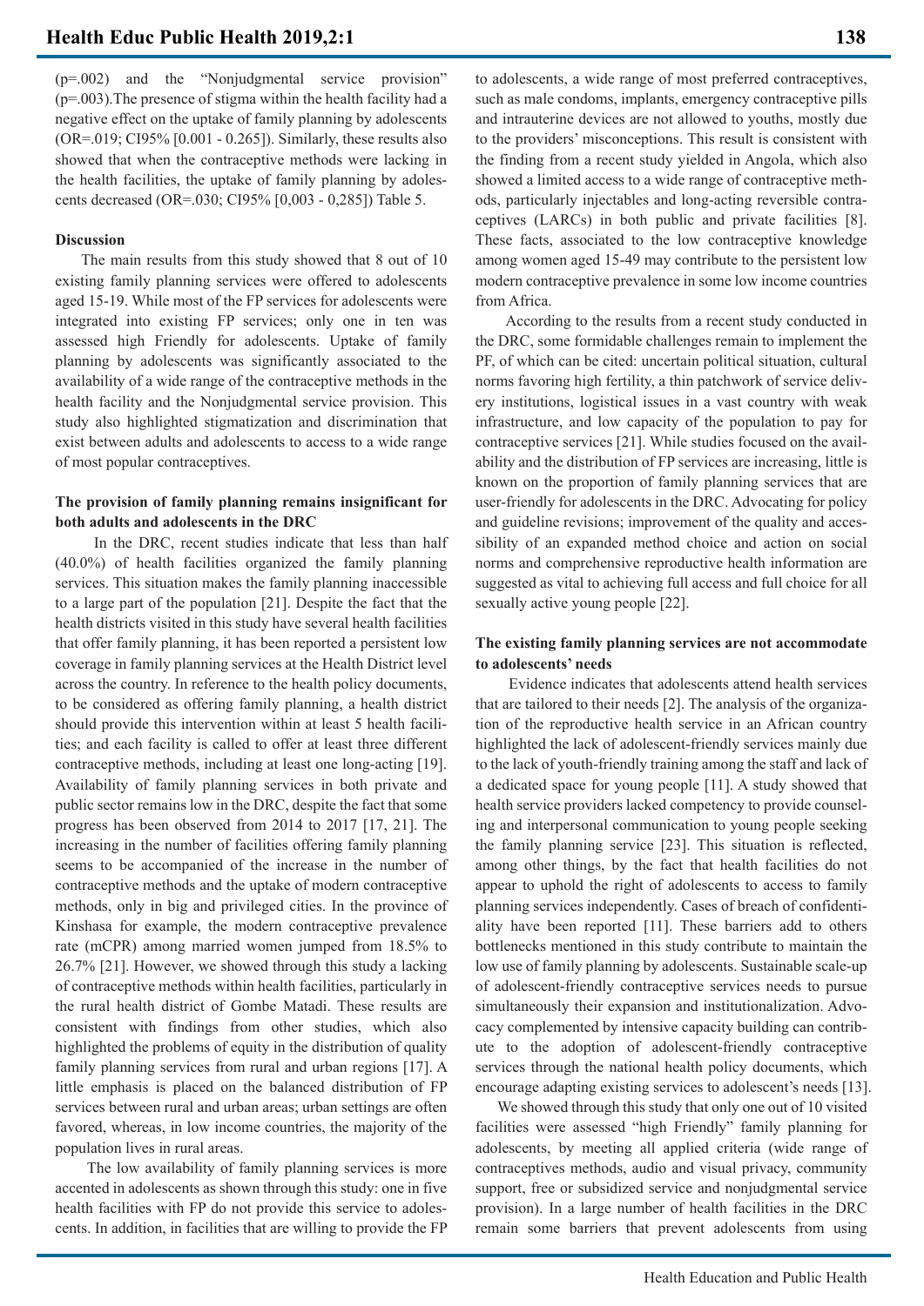(p=.002) and the "Nonjudgmental service provision" (p=.003).The presence of stigma within the health facility had a negative effect on the uptake of family planning by adolescents (OR=.019; CI95% [0.001 - 0.265]). Similarly, these results also showed that when the contraceptive methods were lacking in the health facilities, the uptake of family planning by adolescents decreased (OR=.030; CI95% [0,003 - 0,285]) Table 5.

## Discussion

The main results from this study showed that 8 out of 10 existing family planning services were offered to adolescents aged 15-19. While most of the FP services for adolescents were integrated into existing FP services; only one in ten was assessed high Friendly for adolescents. Uptake of family planning by adolescents was significantly associated to the availability of a wide range of the contraceptive methods in the health facility and the Nonjudgmental service provision. This study also highlighted stigmatization and discrimination that exist between adults and adolescents to access to a wide range of most popular contraceptives.

### The provision of family planning remains insignificant for both adults and adolescents in the DRC

In the DRC, recent studies indicate that less than half (40.0%) of health facilities organized the family planning services. This situation makes the family planning inaccessible to a large part of the population [21]. Despite the fact that the health districts visited in this study have several health facilities that offer family planning, it has been reported a persistent low coverage in family planning services at the Health District level across the country. In reference to the health policy documents, to be considered as offering family planning, a health district should provide this intervention within at least 5 health facilities; and each facility is called to offer at least three different contraceptive methods, including at least one long-acting [19]. Availability of family planning services in both private and public sector remains low in the DRC, despite the fact that some progress has been observed from 2014 to 2017 [17, 21]. The increasing in the number of facilities offering family planning seems to be accompanied of the increase in the number of contraceptive methods and the uptake of modern contraceptive methods, only in big and privileged cities. In the province of Kinshasa for example, the modern contraceptive prevalence rate (mCPR) among married women jumped from 18.5% to 26.7% [21]. However, we showed through this study a lacking of contraceptive methods within health facilities, particularly in the rural health district of Gombe Matadi. These results are consistent with findings from other studies, which also highlighted the problems of equity in the distribution of quality family planning services from rural and urban regions [17]. A little emphasis is placed on the balanced distribution of FP services between rural and urban areas; urban settings are often favored, whereas, in low income countries, the majority of the population lives in rural areas.

The low availability of family planning services is more accented in adolescents as shown through this study: one in five health facilities with FP do not provide this service to adolescents. In addition, in facilities that are willing to provide the FP to adolescents, a wide range of most preferred contraceptives, such as male condoms, implants, emergency contraceptive pills and intrauterine devices are not allowed to youths, mostly due to the providers' misconceptions. This result is consistent with the finding from a recent study yielded in Angola, which also showed a limited access to a wide range of contraceptive methods, particularly injectables and long-acting reversible contraceptives (LARCs) in both public and private facilities [8]. These facts, associated to the low contraceptive knowledge among women aged 15-49 may contribute to the persistent low modern contraceptive prevalence in some low income countries from Africa.

According to the results from a recent study conducted in the DRC, some formidable challenges remain to implement the PF, of which can be cited: uncertain political situation, cultural norms favoring high fertility, a thin patchwork of service delivery institutions, logistical issues in a vast country with weak infrastructure, and low capacity of the population to pay for contraceptive services [21]. While studies focused on the availability and the distribution of FP services are increasing, little is known on the proportion of family planning services that are user-friendly for adolescents in the DRC. Advocating for policy and guideline revisions; improvement of the quality and accessibility of an expanded method choice and action on social norms and comprehensive reproductive health information are suggested as vital to achieving full access and full choice for all sexually active young people [22].

### The existing family planning services are not accommodate to adolescents' needs

Evidence indicates that adolescents attend health services that are tailored to their needs [2]. The analysis of the organization of the reproductive health service in an African country highlighted the lack of adolescent-friendly services mainly due to the lack of youth-friendly training among the staff and lack of a dedicated space for young people [11]. A study showed that health service providers lacked competency to provide counseling and interpersonal communication to young people seeking the family planning service [23]. This situation is reflected, among other things, by the fact that health facilities do not appear to uphold the right of adolescents to access to family planning services independently. Cases of breach of confidentiality have been reported [11]. These barriers add to others bottlenecks mentioned in this study contribute to maintain the low use of family planning by adolescents. Sustainable scale-up of adolescent-friendly contraceptive services needs to pursue simultaneously their expansion and institutionalization. Advocacy complemented by intensive capacity building can contribute to the adoption of adolescent-friendly contraceptive services through the national health policy documents, which encourage adapting existing services to adolescent's needs [13].

We showed through this study that only one out of 10 visited facilities were assessed "high Friendly" family planning for adolescents, by meeting all applied criteria (wide range of contraceptives methods, audio and visual privacy, community support, free or subsidized service and nonjudgmental service provision). In a large number of health facilities in the DRC remain some barriers that prevent adolescents from using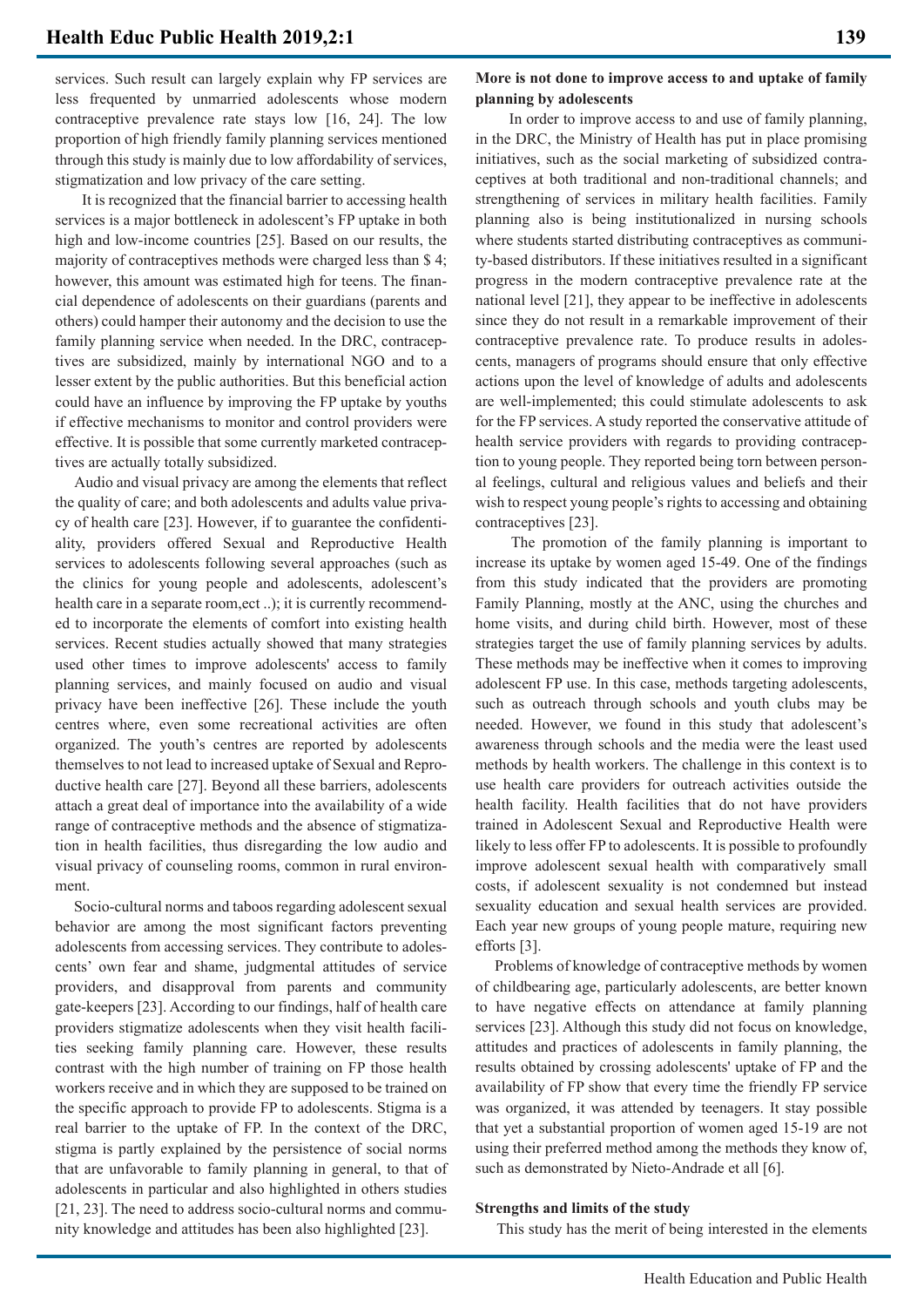services. Such result can largely explain why FP services are less frequented by unmarried adolescents whose modern contraceptive prevalence rate stays low [16, 24]. The low proportion of high friendly family planning services mentioned through this study is mainly due to low affordability of services, stigmatization and low privacy of the care setting.

It is recognized that the financial barrier to accessing health services is a major bottleneck in adolescent's FP uptake in both high and low-income countries [25]. Based on our results, the majority of contraceptives methods were charged less than $ 4; however, this amount was estimated high for teens. The financial dependence of adolescents on their guardians (parents and others) could hamper their autonomy and the decision to use the family planning service when needed. In the DRC, contraceptives are subsidized, mainly by international NGO and to a lesser extent by the public authorities. But this beneficial action could have an influence by improving the FP uptake by youths if effective mechanisms to monitor and control providers were effective. It is possible that some currently marketed contraceptives are actually totally subsidized.

Audio and visual privacy are among the elements that reflect the quality of care; and both adolescents and adults value privacy of health care [23]. However, if to guarantee the confidentiality, providers offered Sexual and Reproductive Health services to adolescents following several approaches (such as the clinics for young people and adolescents, adolescent's health care in a separate room,ect ..); it is currently recommended to incorporate the elements of comfort into existing health services. Recent studies actually showed that many strategies used other times to improve adolescents' access to family planning services, and mainly focused on audio and visual privacy have been ineffective [26]. These include the youth centres where, even some recreational activities are often organized. The youth's centres are reported by adolescents themselves to not lead to increased uptake of Sexual and Reproductive health care [27]. Beyond all these barriers, adolescents attach a great deal of importance into the availability of a wide range of contraceptive methods and the absence of stigmatization in health facilities, thus disregarding the low audio and visual privacy of counseling rooms, common in rural environment.

Socio-cultural norms and taboos regarding adolescent sexual behavior are among the most significant factors preventing adolescents from accessing services. They contribute to adolescents' own fear and shame, judgmental attitudes of service providers, and disapproval from parents and community gate-keepers [23]. According to our findings, half of health care providers stigmatize adolescents when they visit health facilities seeking family planning care. However, these results contrast with the high number of training on FP those health workers receive and in which they are supposed to be trained on the specific approach to provide FP to adolescents. Stigma is a real barrier to the uptake of FP. In the context of the DRC, stigma is partly explained by the persistence of social norms that are unfavorable to family planning in general, to that of adolescents in particular and also highlighted in others studies [21, 23]. The need to address socio-cultural norms and community knowledge and attitudes has been also highlighted [23].

**More is not done to improve access to and uptake of family planning by adolescents**

In order to improve access to and use of family planning, in the DRC, the Ministry of Health has put in place promising initiatives, such as the social marketing of subsidized contraceptives at both traditional and non-traditional channels; and strengthening of services in military health facilities. Family planning also is being institutionalized in nursing schools where students started distributing contraceptives as community-based distributors. If these initiatives resulted in a significant progress in the modern contraceptive prevalence rate at the national level [21], they appear to be ineffective in adolescents since they do not result in a remarkable improvement of their contraceptive prevalence rate. To produce results in adolescents, managers of programs should ensure that only effective actions upon the level of knowledge of adults and adolescents are well-implemented; this could stimulate adolescents to ask for the FP services. A study reported the conservative attitude of health service providers with regards to providing contraception to young people. They reported being torn between personal feelings, cultural and religious values and beliefs and their wish to respect young people's rights to accessing and obtaining contraceptives [23].

The promotion of the family planning is important to increase its uptake by women aged 15-49. One of the findings from this study indicated that the providers are promoting Family Planning, mostly at the ANC, using the churches and home visits, and during child birth. However, most of these strategies target the use of family planning services by adults. These methods may be ineffective when it comes to improving adolescent FP use. In this case, methods targeting adolescents, such as outreach through schools and youth clubs may be needed. However, we found in this study that adolescent's awareness through schools and the media were the least used methods by health workers. The challenge in this context is to use health care providers for outreach activities outside the health facility. Health facilities that do not have providers trained in Adolescent Sexual and Reproductive Health were likely to less offer FP to adolescents. It is possible to profoundly improve adolescent sexual health with comparatively small costs, if adolescent sexuality is not condemned but instead sexuality education and sexual health services are provided. Each year new groups of young people mature, requiring new efforts [3].

Problems of knowledge of contraceptive methods by women of childbearing age, particularly adolescents, are better known to have negative effects on attendance at family planning services [23]. Although this study did not focus on knowledge, attitudes and practices of adolescents in family planning, the results obtained by crossing adolescents' uptake of FP and the availability of FP show that every time the friendly FP service was organized, it was attended by teenagers. It stay possible that yet a substantial proportion of women aged 15-19 are not using their preferred method among the methods they know of, such as demonstrated by Nieto-Andrade et all [6].

**Strengths and limits of the study**

This study has the merit of being interested in the elements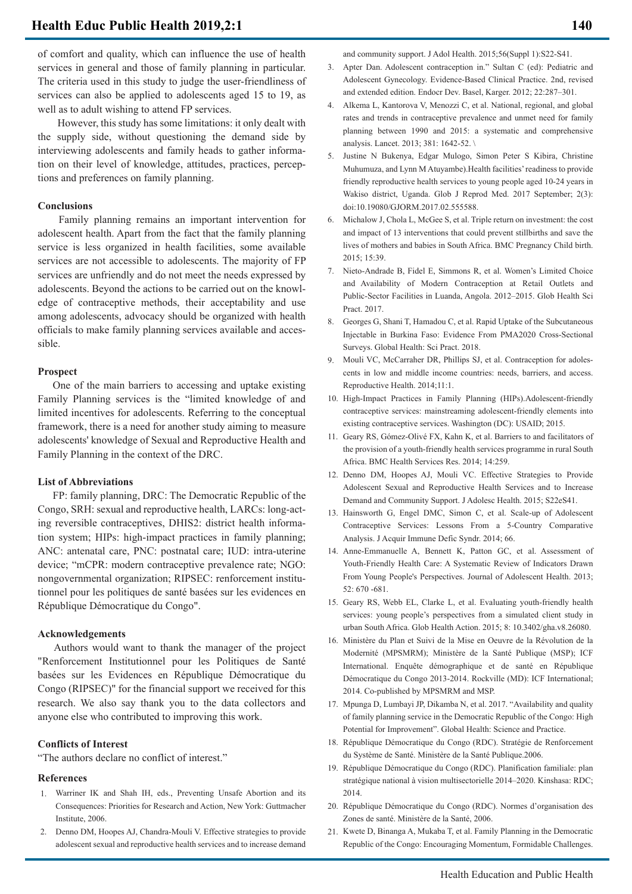of comfort and quality, which can influence the use of health services in general and those of family planning in particular. The criteria used in this study to judge the user-friendliness of services can also be applied to adolescents aged 15 to 19, as well as to adult wishing to attend FP services.

However, this study has some limitations: it only dealt with the supply side, without questioning the demand side by interviewing adolescents and family heads to gather information on their level of knowledge, attitudes, practices, perceptions and preferences on family planning.

### Conclusions

Family planning remains an important intervention for adolescent health. Apart from the fact that the family planning service is less organized in health facilities, some available services are not accessible to adolescents. The majority of FP services are unfriendly and do not meet the needs expressed by adolescents. Beyond the actions to be carried out on the knowledge of contraceptive methods, their acceptability and use among adolescents, advocacy should be organized with health officials to make family planning services available and accessible.

### Prospect

One of the main barriers to accessing and uptake existing Family Planning services is the "limited knowledge of and limited incentives for adolescents. Referring to the conceptual framework, there is a need for another study aiming to measure adolescents' knowledge of Sexual and Reproductive Health and Family Planning in the context of the DRC.

### List of Abbreviations

FP: family planning, DRC: The Democratic Republic of the Congo, SRH: sexual and reproductive health, LARCs: long-acting reversible contraceptives, DHIS2: district health information system; HIPs: high-impact practices in family planning; ANC: antenatal care, PNC: postnatal care; IUD: intra-uterine device; "mCPR: modern contraceptive prevalence rate; NGO: nongovernmental organization; RIPSEC: renforcement institutionnel pour les politiques de santé basées sur les evidences en République Démocratique du Congo".

### Acknowledgements

Authors would want to thank the manager of the project "Renforcement Institutionnel pour les Politiques de Santé basées sur les Evidences en République Démocratique du Congo (RIPSEC)" for the financial support we received for this research. We also say thank you to the data collectors and anyone else who contributed to improving this work.

### Conflicts of Interest

"The authors declare no conflict of interest."

### References

1. Warriner IK and Shah IH, eds., Preventing Unsafe Abortion and its Consequences: Priorities for Research and Action, New York: Guttmacher Institute, 2006.
2. Denno DM, Hoopes AJ, Chandra-Mouli V. Effective strategies to provide adolescent sexual and reproductive health services and to increase demand and community support. J Adol Health. 2015;56(Suppl 1):S22-S41.
3. Apter Dan. Adolescent contraception in." Sultan C (ed): Pediatric and Adolescent Gynecology. Evidence-Based Clinical Practice. 2nd, revised and extended edition. Endocr Dev. Basel, Karger. 2012; 22:287–301.
4. Alkema L, Kantorova V, Menozzi C, et al. National, regional, and global rates and trends in contraceptive prevalence and unmet need for family planning between 1990 and 2015: a systematic and comprehensive analysis. Lancet. 2013; 381: 1642-52. \
5. Justine N Bukenya, Edgar Mulogo, Simon Peter S Kibira, Christine Muhumuza, and Lynn M Atuyambe).Health facilities' readiness to provide friendly reproductive health services to young people aged 10-24 years in Wakiso district, Uganda. Glob J Reprod Med. 2017 September; 2(3): doi:10.19080/GJORM.2017.02.555588.
6. Michalow J, Chola L, McGee S, et al. Triple return on investment: the cost and impact of 13 interventions that could prevent stillbirths and save the lives of mothers and babies in South Africa. BMC Pregnancy Child birth. 2015; 15:39.
7. Nieto-Andrade B, Fidel E, Simmons R, et al. Women's Limited Choice and Availability of Modern Contraception at Retail Outlets and Public-Sector Facilities in Luanda, Angola. 2012–2015. Glob Health Sci Pract. 2017.
8. Georges G, Shani T, Hamadou C, et al. Rapid Uptake of the Subcutaneous Injectable in Burkina Faso: Evidence From PMA2020 Cross-Sectional Surveys. Global Health: Sci Pract. 2018.
9. Mouli VC, McCarraher DR, Phillips SJ, et al. Contraception for adolescents in low and middle income countries: needs, barriers, and access. Reproductive Health. 2014;11:1.
10. High-Impact Practices in Family Planning (HIPs).Adolescent-friendly contraceptive services: mainstreaming adolescent-friendly elements into existing contraceptive services. Washington (DC): USAID; 2015.
11. Geary RS, Gómez-Olivé FX, Kahn K, et al. Barriers to and facilitators of the provision of a youth-friendly health services programme in rural South Africa. BMC Health Services Res. 2014; 14:259.
12. Denno DM, Hoopes AJ, Mouli VC. Effective Strategies to Provide Adolescent Sexual and Reproductive Health Services and to Increase Demand and Community Support. J Adolesc Health. 2015; S22eS41.
13. Hainsworth G, Engel DMC, Simon C, et al. Scale-up of Adolescent Contraceptive Services: Lessons From a 5-Country Comparative Analysis. J Acquir Immune Defic Syndr. 2014; 66.
14. Anne-Emmanuelle A, Bennett K, Patton GC, et al. Assessment of Youth-Friendly Health Care: A Systematic Review of Indicators Drawn From Young People's Perspectives. Journal of Adolescent Health. 2013; 52: 670 -681.
15. Geary RS, Webb EL, Clarke L, et al. Evaluating youth-friendly health services: young people's perspectives from a simulated client study in urban South Africa. Glob Health Action. 2015; 8: 10.3402/gha.v8.26080.
16. Ministère du Plan et Suivi de la Mise en Oeuvre de la Révolution de la Modernité (MPSMRM); Ministère de la Santé Publique (MSP); ICF International. Enquête démographique et de santé en République Démocratique du Congo 2013-2014. Rockville (MD): ICF International; 2014. Co-published by MPSMRM and MSP.
17. Mpunga D, Lumbayi JP, Dikamba N, et al. 2017. "Availability and quality of family planning service in the Democratic Republic of the Congo: High Potential for Improvement". Global Health: Science and Practice.
18. République Démocratique du Congo (RDC). Stratégie de Renforcement du Système de Santé. Ministère de la Santé Publique.2006.
19. République Démocratique du Congo (RDC). Planification familiale: plan stratégique national à vision multisectorielle 2014–2020. Kinshasa: RDC; 2014.
20. République Démocratique du Congo (RDC). Normes d'organisation des Zones de santé. Ministère de la Santé, 2006.
21. Kwete D, Binanga A, Mukaba T, et al. Family Planning in the Democratic Republic of the Congo: Encouraging Momentum, Formidable Challenges.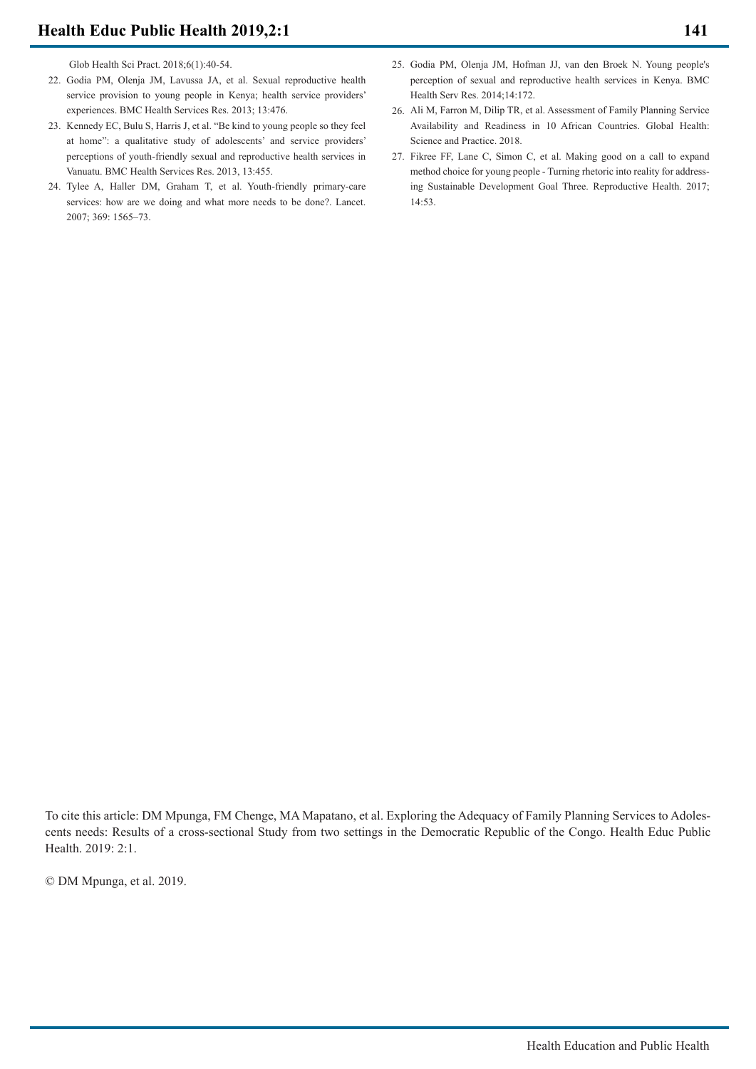Glob Health Sci Pract. 2018;6(1):40-54.

22. Godia PM, Olenja JM, Lavussa JA, et al. Sexual reproductive health service provision to young people in Kenya; health service providers' experiences. BMC Health Services Res. 2013; 13:476.
23. Kennedy EC, Bulu S, Harris J, et al. "Be kind to young people so they feel at home": a qualitative study of adolescents' and service providers' perceptions of youth-friendly sexual and reproductive health services in Vanuatu. BMC Health Services Res. 2013, 13:455.
24. Tylee A, Haller DM, Graham T, et al. Youth-friendly primary-care services: how are we doing and what more needs to be done?. Lancet. 2007; 369: 1565–73.
25. Godia PM, Olenja JM, Hofman JJ, van den Broek N. Young people's perception of sexual and reproductive health services in Kenya. BMC Health Serv Res. 2014;14:172.
26. Ali M, Farron M, Dilip TR, et al. Assessment of Family Planning Service Availability and Readiness in 10 African Countries. Global Health: Science and Practice. 2018.
27. Fikree FF, Lane C, Simon C, et al. Making good on a call to expand method choice for young people - Turning rhetoric into reality for addressing Sustainable Development Goal Three. Reproductive Health. 2017; 14:53.

To cite this article: DM Mpunga, FM Chenge, MA Mapatano, et al. Exploring the Adequacy of Family Planning Services to Adolescents needs: Results of a cross-sectional Study from two settings in the Democratic Republic of the Congo. Health Educ Public Health. 2019: 2:1.

© DM Mpunga, et al. 2019.